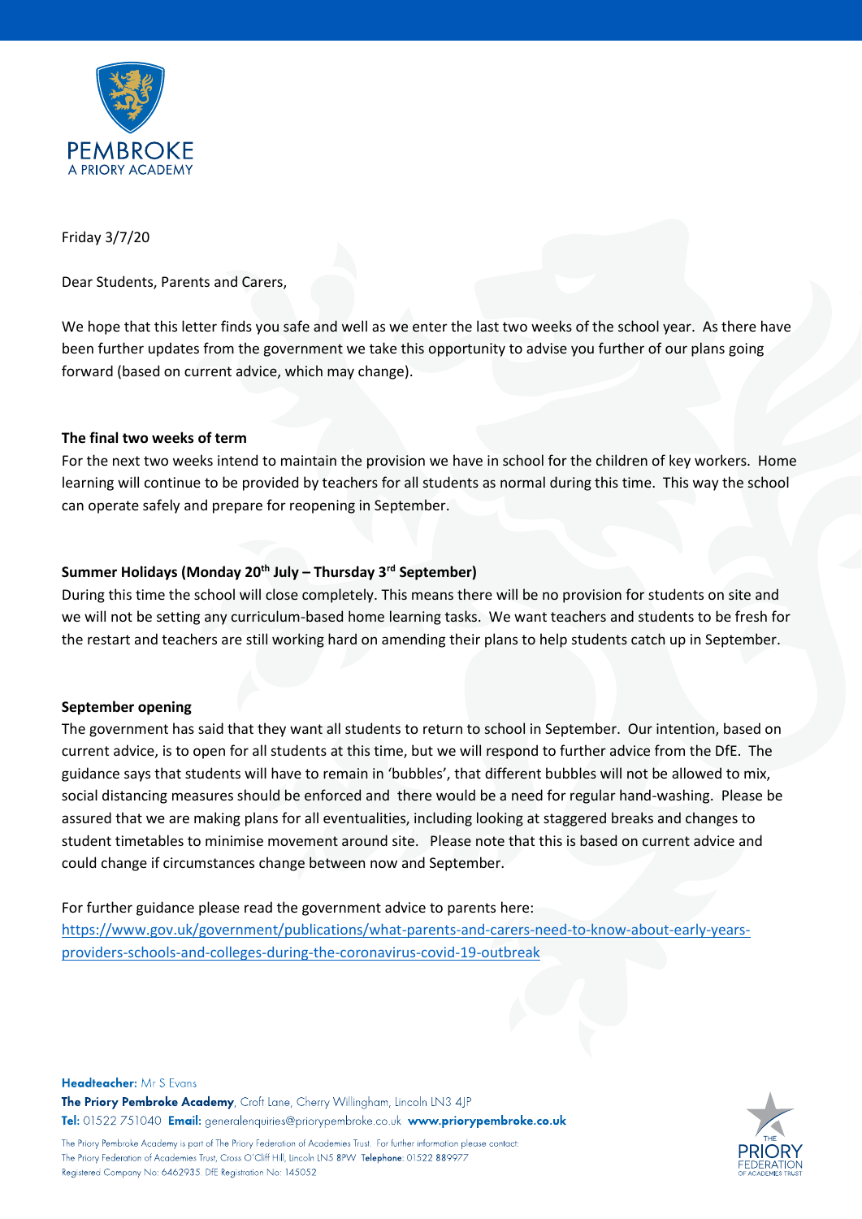PEMBROKE
A PRIORY ACADEMY

Friday 3/7/20

Dear Students, Parents and Carers,

We hope that this letter finds you safe and well as we enter the last two weeks of the school year. As there have been further updates from the government we take this opportunity to advise you further of our plans going forward (based on current advice, which may change).

**The final two weeks of term**

For the next two weeks intend to maintain the provision we have in school for the children of key workers. Home learning will continue to be provided by teachers for all students as normal during this time. This way the school can operate safely and prepare for reopening in September.

**Summer Holidays (Monday 20th July – Thursday 3rd September)**

During this time the school will close completely. This means there will be no provision for students on site and we will not be setting any curriculum-based home learning tasks. We want teachers and students to be fresh for the restart and teachers are still working hard on amending their plans to help students catch up in September.

**September opening**

The government has said that they want all students to return to school in September. Our intention, based on current advice, is to open for all students at this time, but we will respond to further advice from the DfE. The guidance says that students will have to remain in 'bubbles', that different bubbles will not be allowed to mix, social distancing measures should be enforced and there would be a need for regular hand-washing. Please be assured that we are making plans for all eventualities, including looking at staggered breaks and changes to student timetables to minimise movement around site. Please note that this is based on current advice and could change if circumstances change between now and September.

For further guidance please read the government advice to parents here:
[https://www.gov.uk/government/publications/what-parents-and-carers-need-to-know-about-early-years-providers-schools-and-colleges-during-the-coronavirus-covid-19-outbreak](https://www.gov.uk/government/publications/what-parents-and-carers-need-to-know-about-early-years-providers-schools-and-colleges-during-the-coronavirus-covid-19-outbreak)

**Headteacher:** Mr S Evans
**The Priory Pembroke Academy**, Croft Lane, Cherry Willingham, Lincoln LN3 4JP
**Tel:** 01522 751040 **Email:** generalenquiries@priorypembroke.co.uk **www.priorypembroke.co.uk**

The Priory Pembroke Academy is part of The Priory Federation of Academies Trust. For further information please contact:
The Priory Federation of Academies Trust, Cross O'Cliff Hill, Lincoln LN5 8PW **Telephone:** 01522 889977
Registered Company No: 6462935 DfE Registration No: 145052

THE PRIORY FEDERATION OF ACADEMIES TRUST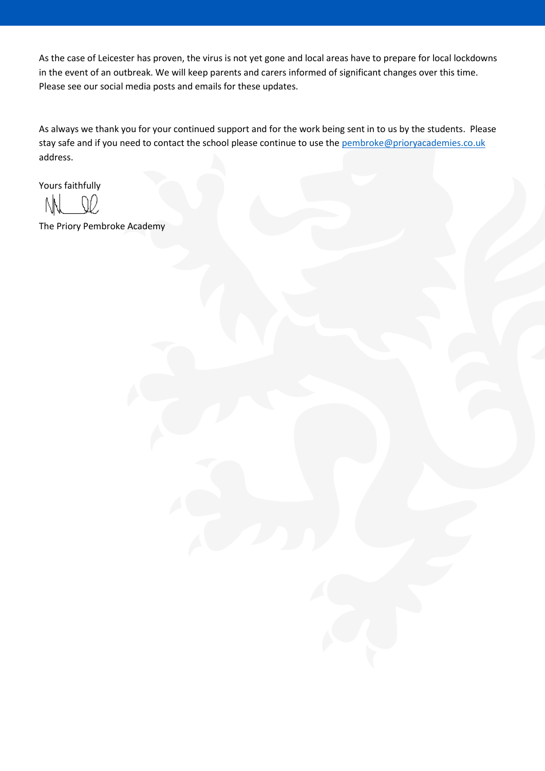As the case of Leicester has proven, the virus is not yet gone and local areas have to prepare for local lockdowns in the event of an outbreak. We will keep parents and carers informed of significant changes over this time. Please see our social media posts and emails for these updates.

As always we thank you for your continued support and for the work being sent in to us by the students. Please stay safe and if you need to contact the school please continue to use the [pembroke@prioryacademies.co.uk](mailto:pembroke@prioryacademies.co.uk) address.

Yours faithfully

The Priory Pembroke Academy